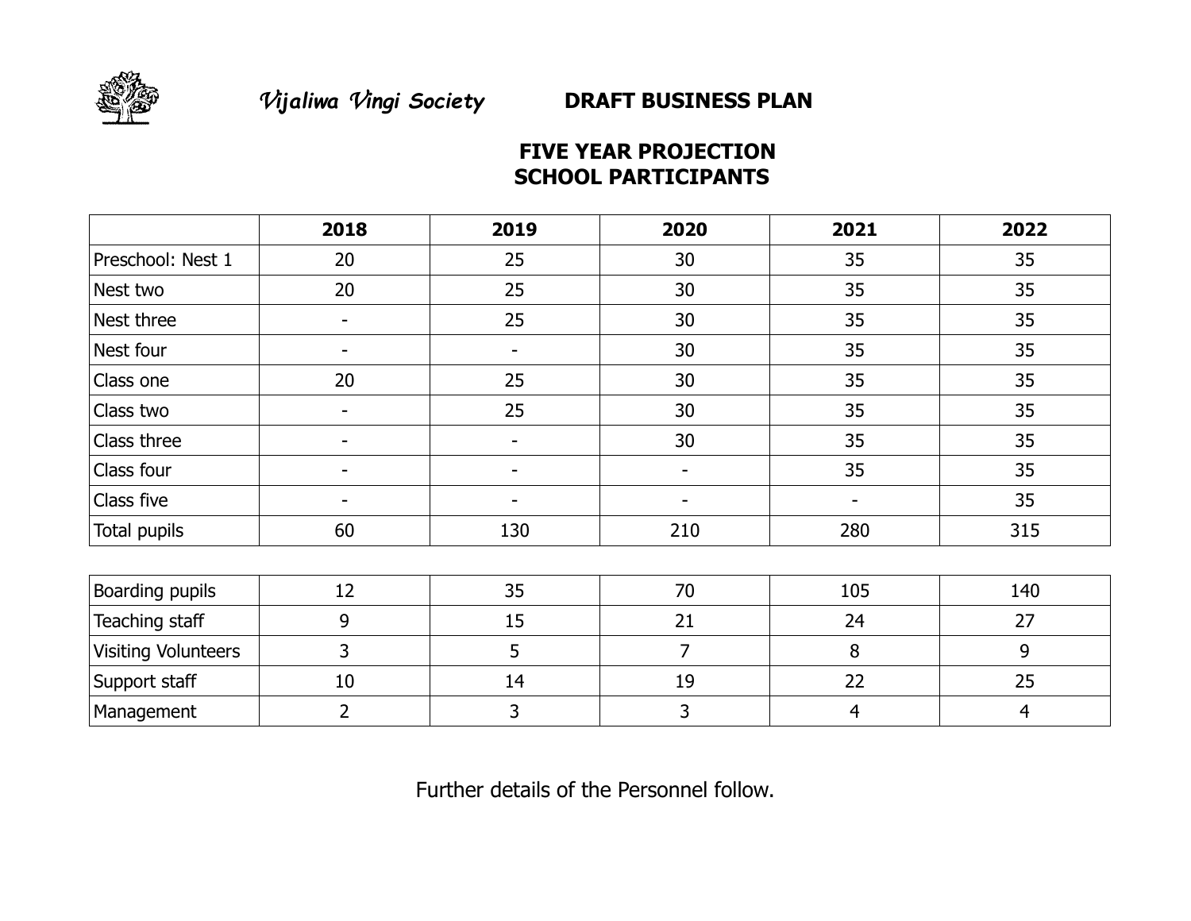*Vijaliwa Vingi Society* **DRAFT BUSINESS PLAN**

## FIVE YEAR PROJECTION
## SCHOOL PARTICIPANTS

| | 2018 | 2019 | 2020 | 2021 | 2022 |
|---|---|---|---|---|---|
| Preschool: Nest 1 | 20 | 25 | 30 | 35 | 35 |
| Nest two | 20 | 25 | 30 | 35 | 35 |
| Nest three | - | 25 | 30 | 35 | 35 |
| Nest four | - | - | 30 | 35 | 35 |
| Class one | 20 | 25 | 30 | 35 | 35 |
| Class two | - | 25 | 30 | 35 | 35 |
| Class three | - | - | 30 | 35 | 35 |
| Class four | - | - | - | 35 | 35 |
| Class five | - | - | - | - | 35 |
| Total pupils | 60 | 130 | 210 | 280 | 315 |

| | 2018 | 2019 | 2020 | 2021 | 2022 |
|---|---|---|---|---|---|
| Boarding pupils | 12 | 35 | 70 | 105 | 140 |
| Teaching staff | 9 | 15 | 21 | 24 | 27 |
| Visiting Volunteers | 3 | 5 | 7 | 8 | 9 |
| Support staff | 10 | 14 | 19 | 22 | 25 |
| Management | 2 | 3 | 3 | 4 | 4 |

Further details of the Personnel follow.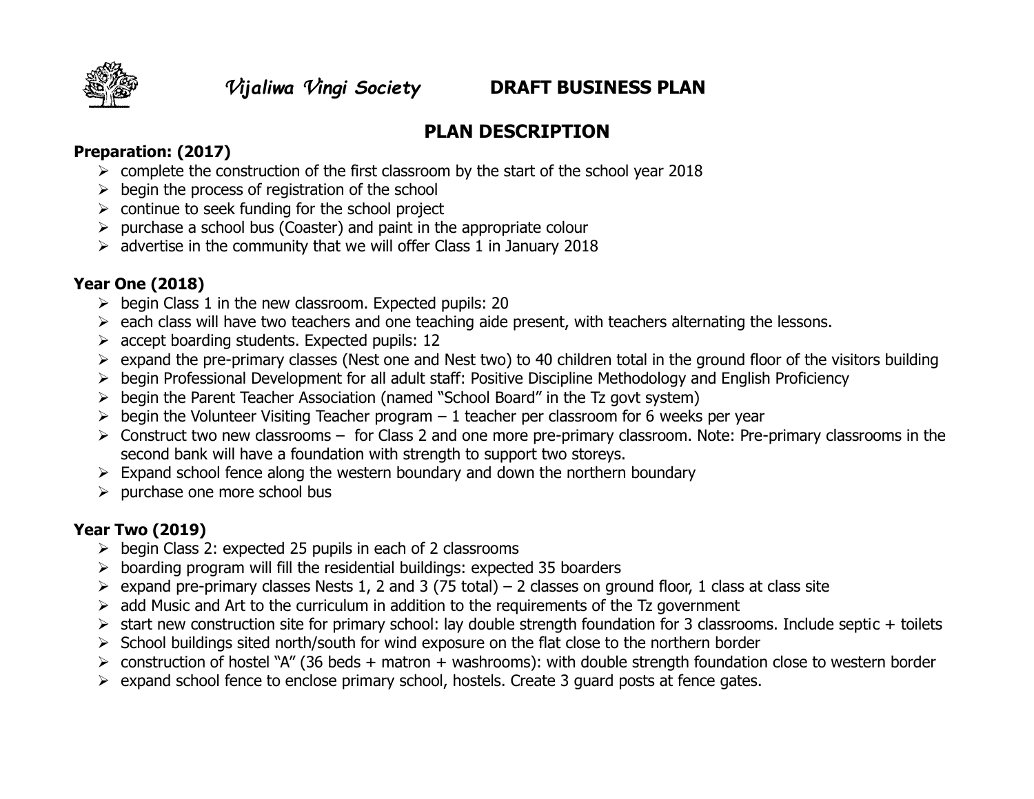*Vijaliwa Vingi Society* **DRAFT BUSINESS PLAN**

## PLAN DESCRIPTION

**Preparation: (2017)**

- complete the construction of the first classroom by the start of the school year 2018
- begin the process of registration of the school
- continue to seek funding for the school project
- purchase a school bus (Coaster) and paint in the appropriate colour
- advertise in the community that we will offer Class 1 in January 2018

**Year One (2018)**

- begin Class 1 in the new classroom. Expected pupils: 20
- each class will have two teachers and one teaching aide present, with teachers alternating the lessons.
- accept boarding students. Expected pupils: 12
- expand the pre-primary classes (Nest one and Nest two) to 40 children total in the ground floor of the visitors building
- begin Professional Development for all adult staff: Positive Discipline Methodology and English Proficiency
- begin the Parent Teacher Association (named "School Board" in the Tz govt system)
- begin the Volunteer Visiting Teacher program – 1 teacher per classroom for 6 weeks per year
- Construct two new classrooms – for Class 2 and one more pre-primary classroom. Note: Pre-primary classrooms in the second bank will have a foundation with strength to support two storeys.
- Expand school fence along the western boundary and down the northern boundary
- purchase one more school bus

**Year Two (2019)**

- begin Class 2: expected 25 pupils in each of 2 classrooms
- boarding program will fill the residential buildings: expected 35 boarders
- expand pre-primary classes Nests 1, 2 and 3 (75 total) – 2 classes on ground floor, 1 class at class site
- add Music and Art to the curriculum in addition to the requirements of the Tz government
- start new construction site for primary school: lay double strength foundation for 3 classrooms. Include septic + toilets
- School buildings sited north/south for wind exposure on the flat close to the northern border
- construction of hostel "A" (36 beds + matron + washrooms): with double strength foundation close to western border
- expand school fence to enclose primary school, hostels. Create 3 guard posts at fence gates.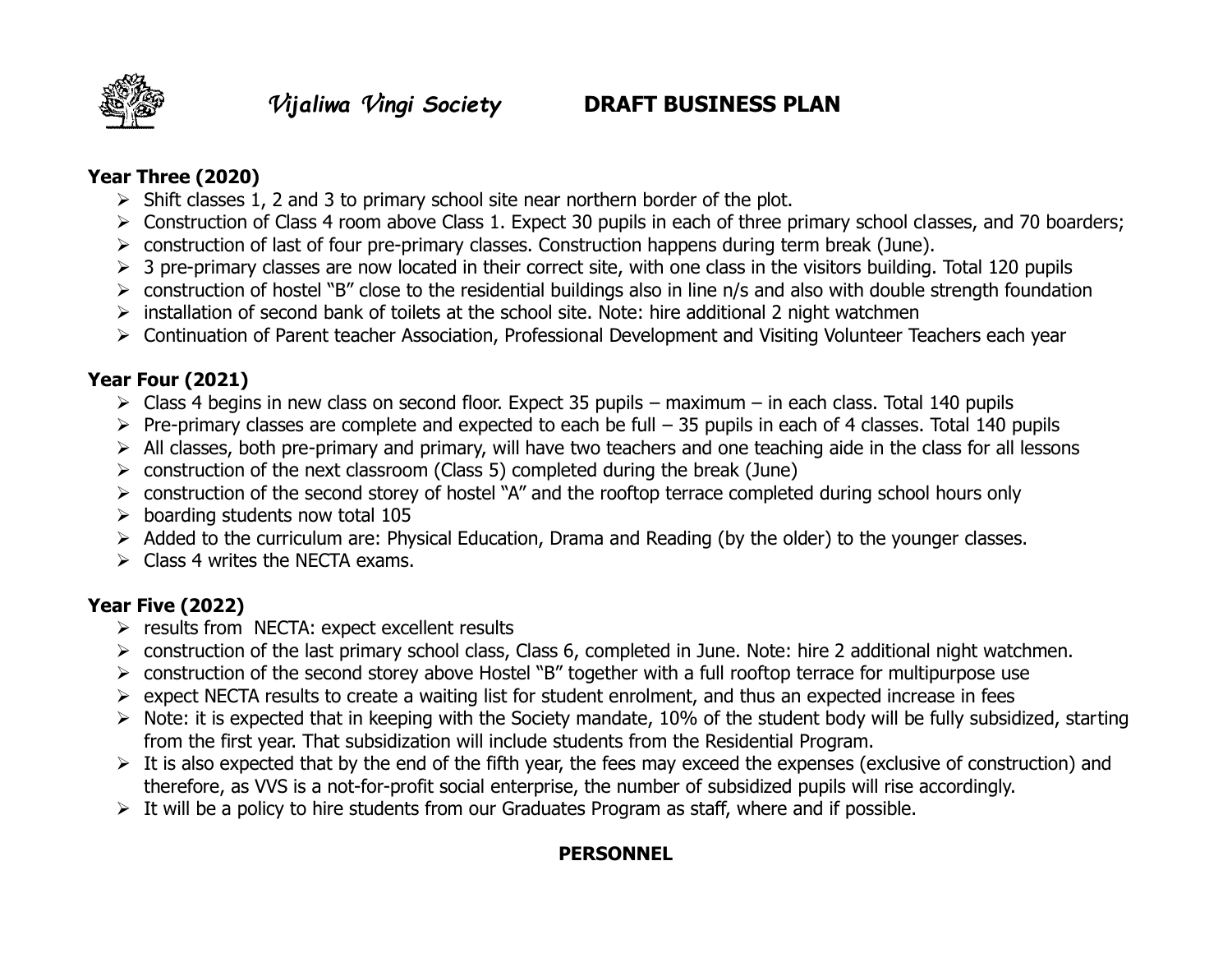**Year Three (2020)**

- Shift classes 1, 2 and 3 to primary school site near northern border of the plot.
- Construction of Class 4 room above Class 1. Expect 30 pupils in each of three primary school classes, and 70 boarders;
- construction of last of four pre-primary classes. Construction happens during term break (June).
- 3 pre-primary classes are now located in their correct site, with one class in the visitors building. Total 120 pupils
- construction of hostel "B" close to the residential buildings also in line n/s and also with double strength foundation
- installation of second bank of toilets at the school site. Note: hire additional 2 night watchmen
- Continuation of Parent teacher Association, Professional Development and Visiting Volunteer Teachers each year

**Year Four (2021)**

- Class 4 begins in new class on second floor. Expect 35 pupils – maximum – in each class. Total 140 pupils
- Pre-primary classes are complete and expected to each be full – 35 pupils in each of 4 classes. Total 140 pupils
- All classes, both pre-primary and primary, will have two teachers and one teaching aide in the class for all lessons
- construction of the next classroom (Class 5) completed during the break (June)
- construction of the second storey of hostel "A" and the rooftop terrace completed during school hours only
- boarding students now total 105
- Added to the curriculum are: Physical Education, Drama and Reading (by the older) to the younger classes.
- Class 4 writes the NECTA exams.

**Year Five (2022)**

- results from NECTA: expect excellent results
- construction of the last primary school class, Class 6, completed in June. Note: hire 2 additional night watchmen.
- construction of the second storey above Hostel "B" together with a full rooftop terrace for multipurpose use
- expect NECTA results to create a waiting list for student enrolment, and thus an expected increase in fees
- Note: it is expected that in keeping with the Society mandate, 10% of the student body will be fully subsidized, starting from the first year. That subsidization will include students from the Residential Program.
- It is also expected that by the end of the fifth year, the fees may exceed the expenses (exclusive of construction) and therefore, as VVS is a not-for-profit social enterprise, the number of subsidized pupils will rise accordingly.
- It will be a policy to hire students from our Graduates Program as staff, where and if possible.

**PERSONNEL**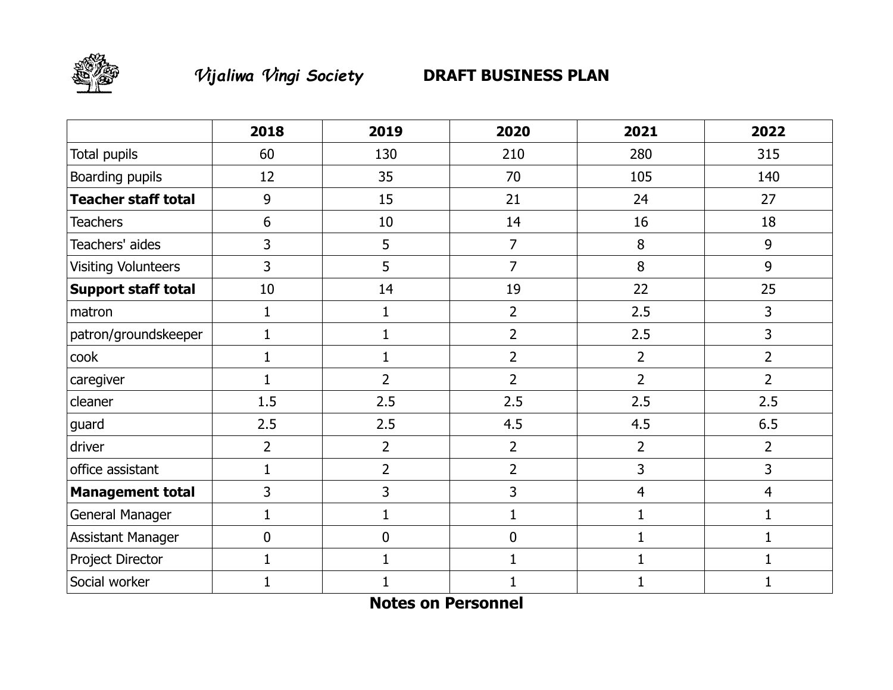*Vijaliwa Vingi Society* **DRAFT BUSINESS PLAN**

| | 2018 | 2019 | 2020 | 2021 | 2022 |
|---|---|---|---|---|---|
| Total pupils | 60 | 130 | 210 | 280 | 315 |
| Boarding pupils | 12 | 35 | 70 | 105 | 140 |
| **Teacher staff total** | 9 | 15 | 21 | 24 | 27 |
| Teachers | 6 | 10 | 14 | 16 | 18 |
| Teachers' aides | 3 | 5 | 7 | 8 | 9 |
| Visiting Volunteers | 3 | 5 | 7 | 8 | 9 |
| **Support staff total** | 10 | 14 | 19 | 22 | 25 |
| matron | 1 | 1 | 2 | 2.5 | 3 |
| patron/groundskeeper | 1 | 1 | 2 | 2.5 | 3 |
| cook | 1 | 1 | 2 | 2 | 2 |
| caregiver | 1 | 2 | 2 | 2 | 2 |
| cleaner | 1.5 | 2.5 | 2.5 | 2.5 | 2.5 |
| guard | 2.5 | 2.5 | 4.5 | 4.5 | 6.5 |
| driver | 2 | 2 | 2 | 2 | 2 |
| office assistant | 1 | 2 | 2 | 3 | 3 |
| **Management total** | 3 | 3 | 3 | 4 | 4 |
| General Manager | 1 | 1 | 1 | 1 | 1 |
| Assistant Manager | 0 | 0 | 0 | 1 | 1 |
| Project Director | 1 | 1 | 1 | 1 | 1 |
| Social worker | 1 | 1 | 1 | 1 | 1 |

**Notes on Personnel**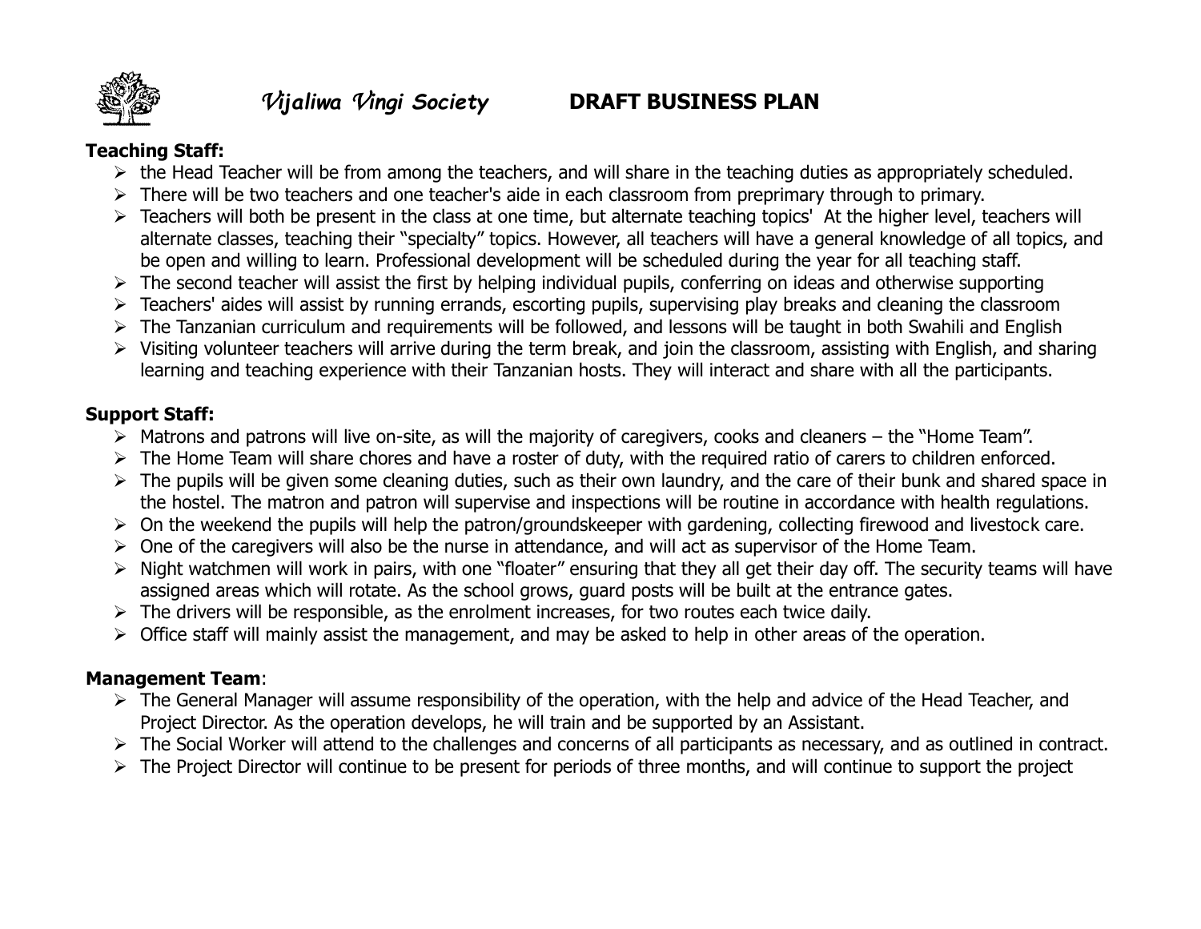**Teaching Staff:**

- the Head Teacher will be from among the teachers, and will share in the teaching duties as appropriately scheduled.
- There will be two teachers and one teacher's aide in each classroom from preprimary through to primary.
- Teachers will both be present in the class at one time, but alternate teaching topics' At the higher level, teachers will alternate classes, teaching their "specialty" topics. However, all teachers will have a general knowledge of all topics, and be open and willing to learn. Professional development will be scheduled during the year for all teaching staff.
- The second teacher will assist the first by helping individual pupils, conferring on ideas and otherwise supporting
- Teachers' aides will assist by running errands, escorting pupils, supervising play breaks and cleaning the classroom
- The Tanzanian curriculum and requirements will be followed, and lessons will be taught in both Swahili and English
- Visiting volunteer teachers will arrive during the term break, and join the classroom, assisting with English, and sharing learning and teaching experience with their Tanzanian hosts. They will interact and share with all the participants.

**Support Staff:**

- Matrons and patrons will live on-site, as will the majority of caregivers, cooks and cleaners – the "Home Team".
- The Home Team will share chores and have a roster of duty, with the required ratio of carers to children enforced.
- The pupils will be given some cleaning duties, such as their own laundry, and the care of their bunk and shared space in the hostel. The matron and patron will supervise and inspections will be routine in accordance with health regulations.
- On the weekend the pupils will help the patron/groundskeeper with gardening, collecting firewood and livestock care.
- One of the caregivers will also be the nurse in attendance, and will act as supervisor of the Home Team.
- Night watchmen will work in pairs, with one "floater" ensuring that they all get their day off. The security teams will have assigned areas which will rotate. As the school grows, guard posts will be built at the entrance gates.
- The drivers will be responsible, as the enrolment increases, for two routes each twice daily.
- Office staff will mainly assist the management, and may be asked to help in other areas of the operation.

**Management Team**:

- The General Manager will assume responsibility of the operation, with the help and advice of the Head Teacher, and Project Director. As the operation develops, he will train and be supported by an Assistant.
- The Social Worker will attend to the challenges and concerns of all participants as necessary, and as outlined in contract.
- The Project Director will continue to be present for periods of three months, and will continue to support the project